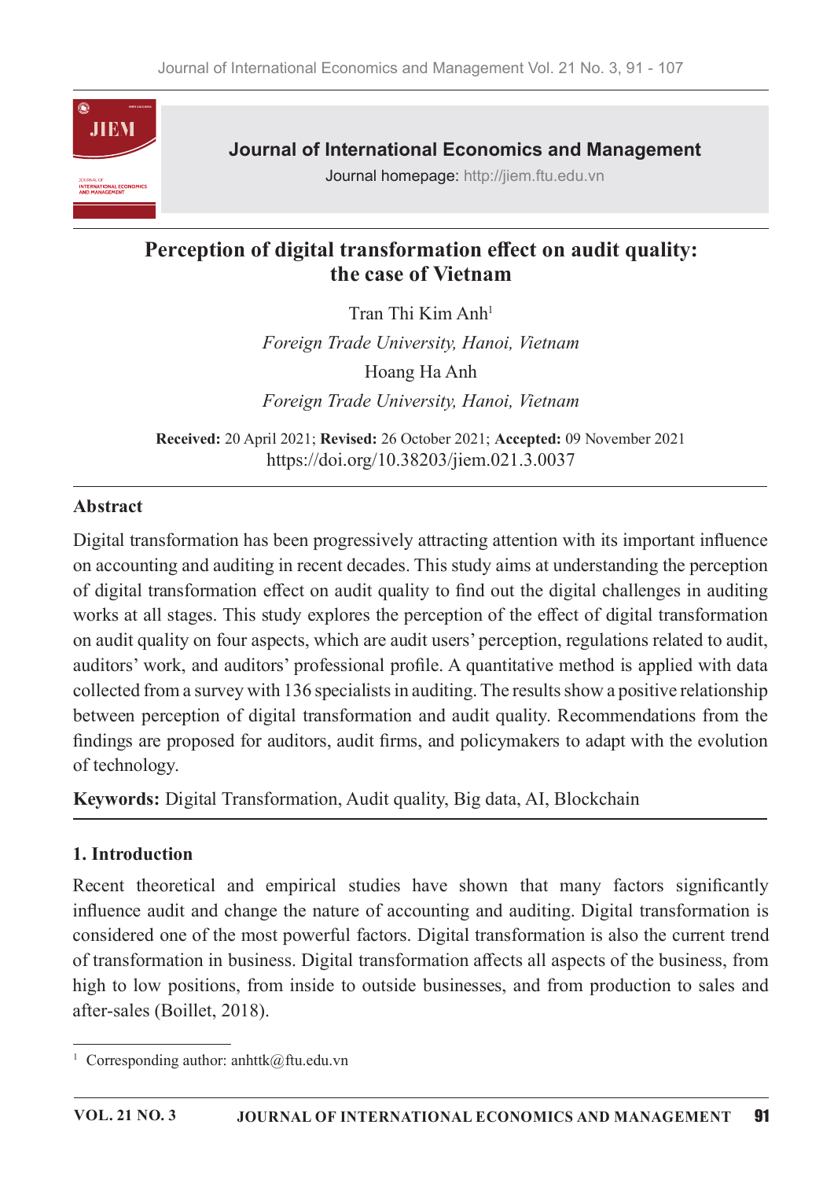# Perception of digital transformation effect on audit quality: the case of Vietnam

Tran Thi Kim Anh[1]

*Foreign Trade University, Hanoi, Vietnam*

Hoang Ha Anh

*Foreign Trade University, Hanoi, Vietnam*

**Received:** 20 April 2021; **Revised:** 26 October 2021; **Accepted:** 09 November 2021
https://doi.org/10.38203/jiem.021.3.0037

## Abstract

Digital transformation has been progressively attracting attention with its important influence on accounting and auditing in recent decades. This study aims at understanding the perception of digital transformation effect on audit quality to find out the digital challenges in auditing works at all stages. This study explores the perception of the effect of digital transformation on audit quality on four aspects, which are audit users' perception, regulations related to audit, auditors' work, and auditors' professional profile. A quantitative method is applied with data collected from a survey with 136 specialists in auditing. The results show a positive relationship between perception of digital transformation and audit quality. Recommendations from the findings are proposed for auditors, audit firms, and policymakers to adapt with the evolution of technology.

**Keywords:** Digital Transformation, Audit quality, Big data, AI, Blockchain

## 1. Introduction

Recent theoretical and empirical studies have shown that many factors significantly influence audit and change the nature of accounting and auditing. Digital transformation is considered one of the most powerful factors. Digital transformation is also the current trend of transformation in business. Digital transformation affects all aspects of the business, from high to low positions, from inside to outside businesses, and from production to sales and after-sales (Boillet, 2018).

[1] Corresponding author: anhttk@ftu.edu.vn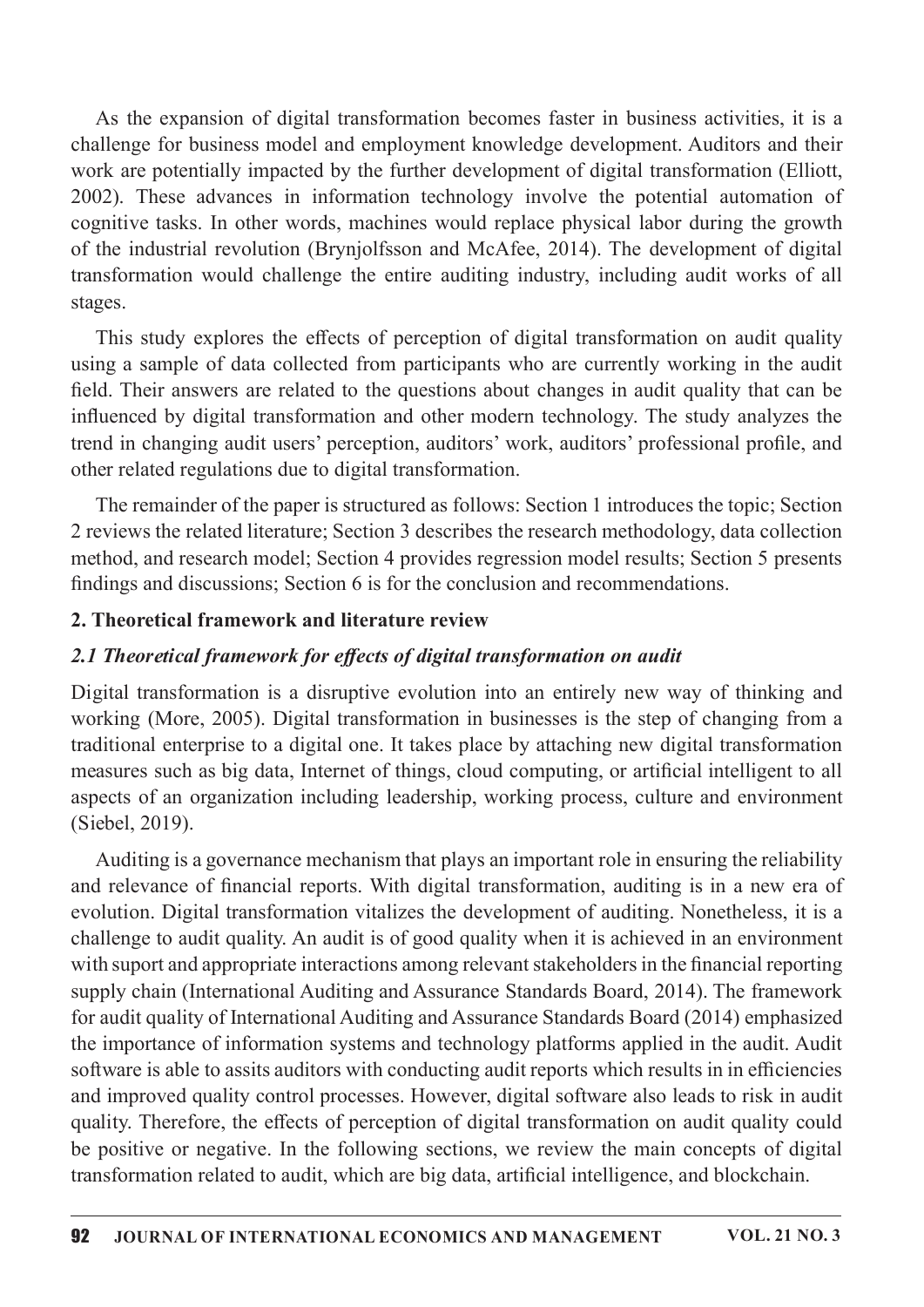As the expansion of digital transformation becomes faster in business activities, it is a challenge for business model and employment knowledge development. Auditors and their work are potentially impacted by the further development of digital transformation (Elliott, 2002). These advances in information technology involve the potential automation of cognitive tasks. In other words, machines would replace physical labor during the growth of the industrial revolution (Brynjolfsson and McAfee, 2014). The development of digital transformation would challenge the entire auditing industry, including audit works of all stages.

This study explores the effects of perception of digital transformation on audit quality using a sample of data collected from participants who are currently working in the audit field. Their answers are related to the questions about changes in audit quality that can be influenced by digital transformation and other modern technology. The study analyzes the trend in changing audit users' perception, auditors' work, auditors' professional profile, and other related regulations due to digital transformation.

The remainder of the paper is structured as follows: Section 1 introduces the topic; Section 2 reviews the related literature; Section 3 describes the research methodology, data collection method, and research model; Section 4 provides regression model results; Section 5 presents findings and discussions; Section 6 is for the conclusion and recommendations.

## 2. Theoretical framework and literature review

### *2.1 Theoretical framework for effects of digital transformation on audit*

Digital transformation is a disruptive evolution into an entirely new way of thinking and working (More, 2005). Digital transformation in businesses is the step of changing from a traditional enterprise to a digital one. It takes place by attaching new digital transformation measures such as big data, Internet of things, cloud computing, or artificial intelligent to all aspects of an organization including leadership, working process, culture and environment (Siebel, 2019).

Auditing is a governance mechanism that plays an important role in ensuring the reliability and relevance of financial reports. With digital transformation, auditing is in a new era of evolution. Digital transformation vitalizes the development of auditing. Nonetheless, it is a challenge to audit quality. An audit is of good quality when it is achieved in an environment with suport and appropriate interactions among relevant stakeholders in the financial reporting supply chain (International Auditing and Assurance Standards Board, 2014). The framework for audit quality of International Auditing and Assurance Standards Board (2014) emphasized the importance of information systems and technology platforms applied in the audit. Audit software is able to assits auditors with conducting audit reports which results in in efficiencies and improved quality control processes. However, digital software also leads to risk in audit quality. Therefore, the effects of perception of digital transformation on audit quality could be positive or negative. In the following sections, we review the main concepts of digital transformation related to audit, which are big data, artificial intelligence, and blockchain.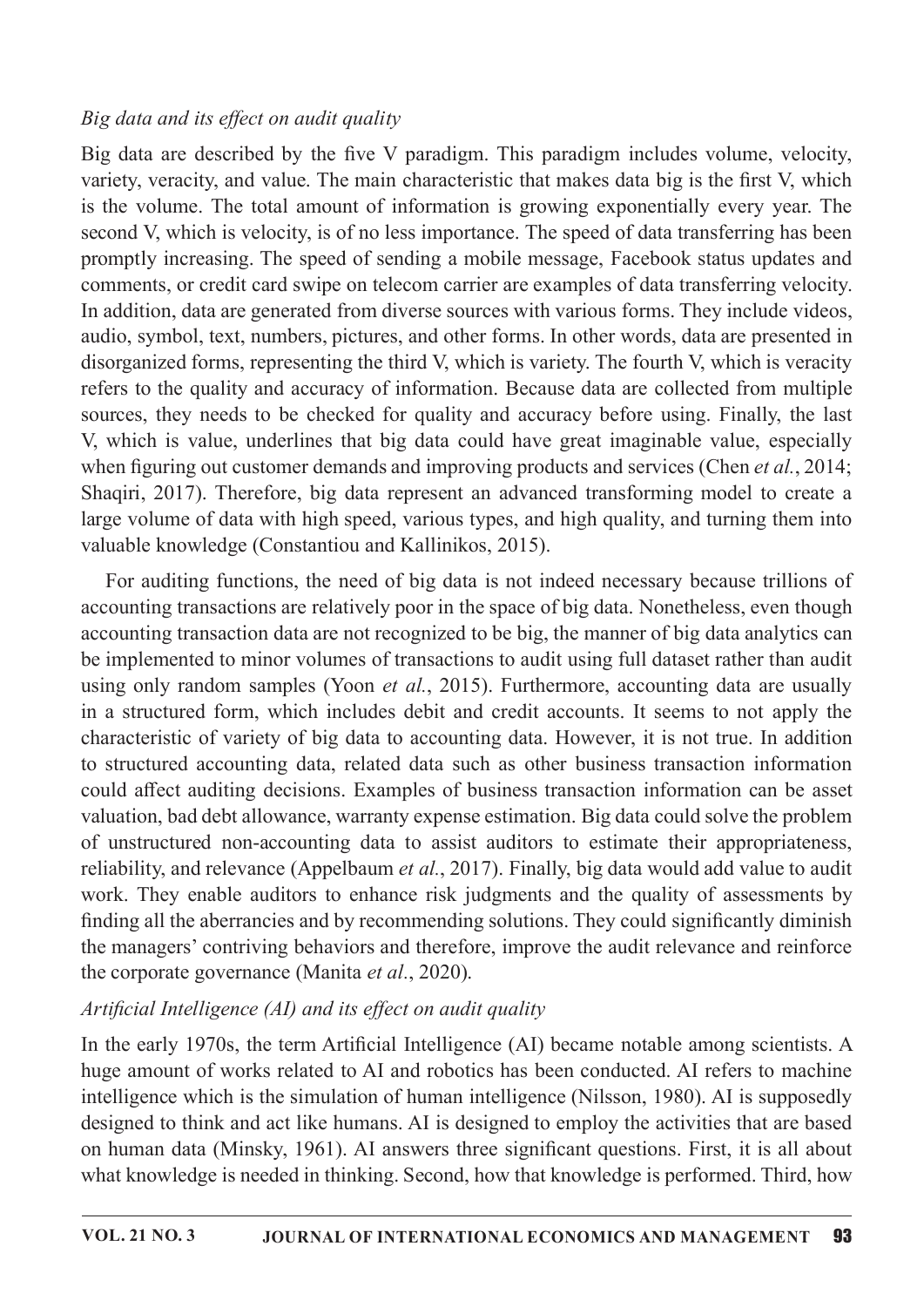### *Big data and its effect on audit quality*

Big data are described by the five V paradigm. This paradigm includes volume, velocity, variety, veracity, and value. The main characteristic that makes data big is the first V, which is the volume. The total amount of information is growing exponentially every year. The second V, which is velocity, is of no less importance. The speed of data transferring has been promptly increasing. The speed of sending a mobile message, Facebook status updates and comments, or credit card swipe on telecom carrier are examples of data transferring velocity. In addition, data are generated from diverse sources with various forms. They include videos, audio, symbol, text, numbers, pictures, and other forms. In other words, data are presented in disorganized forms, representing the third V, which is variety. The fourth V, which is veracity refers to the quality and accuracy of information. Because data are collected from multiple sources, they needs to be checked for quality and accuracy before using. Finally, the last V, which is value, underlines that big data could have great imaginable value, especially when figuring out customer demands and improving products and services (Chen *et al.*, 2014; Shaqiri, 2017). Therefore, big data represent an advanced transforming model to create a large volume of data with high speed, various types, and high quality, and turning them into valuable knowledge (Constantiou and Kallinikos, 2015).

For auditing functions, the need of big data is not indeed necessary because trillions of accounting transactions are relatively poor in the space of big data. Nonetheless, even though accounting transaction data are not recognized to be big, the manner of big data analytics can be implemented to minor volumes of transactions to audit using full dataset rather than audit using only random samples (Yoon *et al.*, 2015). Furthermore, accounting data are usually in a structured form, which includes debit and credit accounts. It seems to not apply the characteristic of variety of big data to accounting data. However, it is not true. In addition to structured accounting data, related data such as other business transaction information could affect auditing decisions. Examples of business transaction information can be asset valuation, bad debt allowance, warranty expense estimation. Big data could solve the problem of unstructured non-accounting data to assist auditors to estimate their appropriateness, reliability, and relevance (Appelbaum *et al.*, 2017). Finally, big data would add value to audit work. They enable auditors to enhance risk judgments and the quality of assessments by finding all the aberrancies and by recommending solutions. They could significantly diminish the managers' contriving behaviors and therefore, improve the audit relevance and reinforce the corporate governance (Manita *et al.*, 2020).

### *Artificial Intelligence (AI) and its effect on audit quality*

In the early 1970s, the term Artificial Intelligence (AI) became notable among scientists. A huge amount of works related to AI and robotics has been conducted. AI refers to machine intelligence which is the simulation of human intelligence (Nilsson, 1980). AI is supposedly designed to think and act like humans. AI is designed to employ the activities that are based on human data (Minsky, 1961). AI answers three significant questions. First, it is all about what knowledge is needed in thinking. Second, how that knowledge is performed. Third, how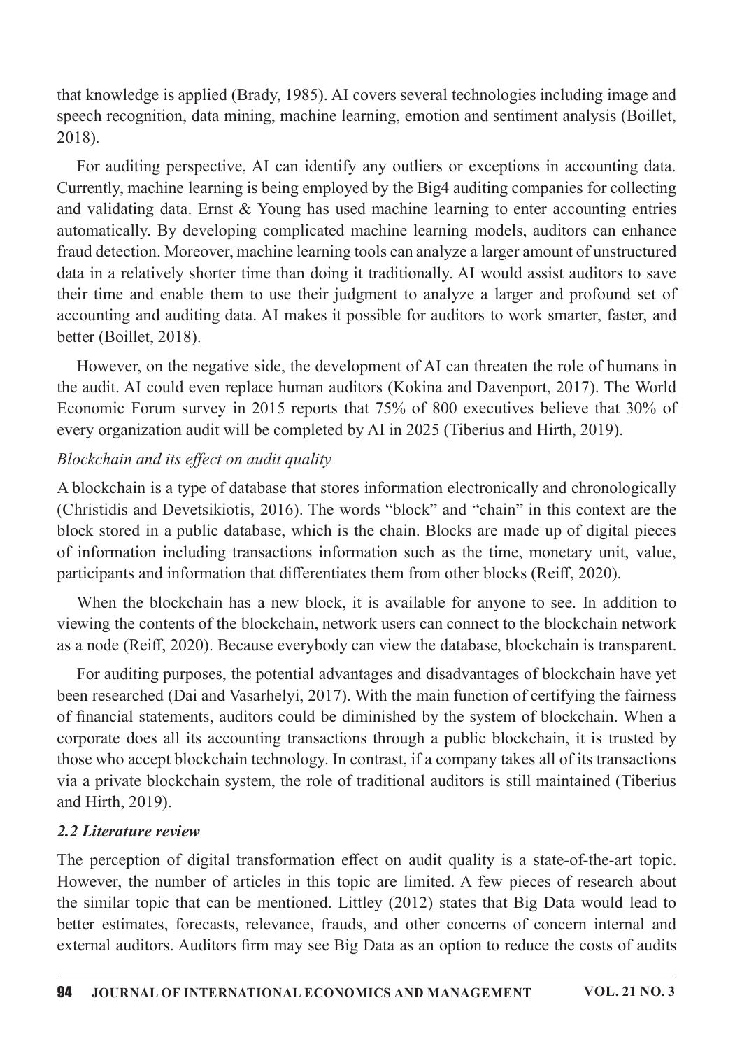that knowledge is applied (Brady, 1985). AI covers several technologies including image and speech recognition, data mining, machine learning, emotion and sentiment analysis (Boillet, 2018).

For auditing perspective, AI can identify any outliers or exceptions in accounting data. Currently, machine learning is being employed by the Big4 auditing companies for collecting and validating data. Ernst & Young has used machine learning to enter accounting entries automatically. By developing complicated machine learning models, auditors can enhance fraud detection. Moreover, machine learning tools can analyze a larger amount of unstructured data in a relatively shorter time than doing it traditionally. AI would assist auditors to save their time and enable them to use their judgment to analyze a larger and profound set of accounting and auditing data. AI makes it possible for auditors to work smarter, faster, and better (Boillet, 2018).

However, on the negative side, the development of AI can threaten the role of humans in the audit. AI could even replace human auditors (Kokina and Davenport, 2017). The World Economic Forum survey in 2015 reports that 75% of 800 executives believe that 30% of every organization audit will be completed by AI in 2025 (Tiberius and Hirth, 2019).

*Blockchain and its effect on audit quality*

A blockchain is a type of database that stores information electronically and chronologically (Christidis and Devetsikiotis, 2016). The words "block" and "chain" in this context are the block stored in a public database, which is the chain. Blocks are made up of digital pieces of information including transactions information such as the time, monetary unit, value, participants and information that differentiates them from other blocks (Reiff, 2020).

When the blockchain has a new block, it is available for anyone to see. In addition to viewing the contents of the blockchain, network users can connect to the blockchain network as a node (Reiff, 2020). Because everybody can view the database, blockchain is transparent.

For auditing purposes, the potential advantages and disadvantages of blockchain have yet been researched (Dai and Vasarhelyi, 2017). With the main function of certifying the fairness of financial statements, auditors could be diminished by the system of blockchain. When a corporate does all its accounting transactions through a public blockchain, it is trusted by those who accept blockchain technology. In contrast, if a company takes all of its transactions via a private blockchain system, the role of traditional auditors is still maintained (Tiberius and Hirth, 2019).

### *2.2 Literature review*

The perception of digital transformation effect on audit quality is a state-of-the-art topic. However, the number of articles in this topic are limited. A few pieces of research about the similar topic that can be mentioned. Littley (2012) states that Big Data would lead to better estimates, forecasts, relevance, frauds, and other concerns of concern internal and external auditors. Auditors firm may see Big Data as an option to reduce the costs of audits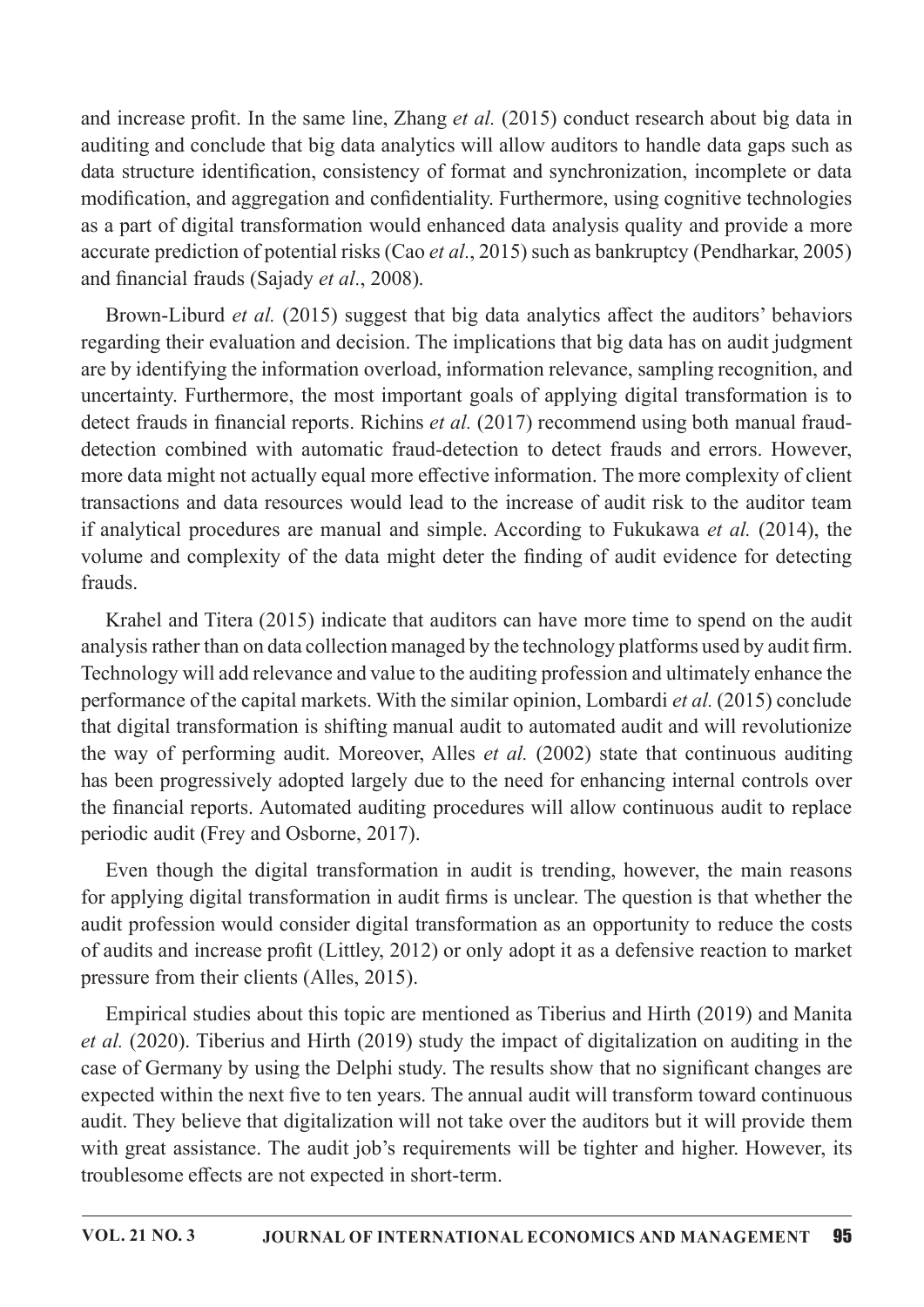and increase profit. In the same line, Zhang *et al.* (2015) conduct research about big data in auditing and conclude that big data analytics will allow auditors to handle data gaps such as data structure identification, consistency of format and synchronization, incomplete or data modification, and aggregation and confidentiality. Furthermore, using cognitive technologies as a part of digital transformation would enhanced data analysis quality and provide a more accurate prediction of potential risks (Cao *et al*., 2015) such as bankruptcy (Pendharkar, 2005) and financial frauds (Sajady *et al*., 2008).

Brown-Liburd *et al.* (2015) suggest that big data analytics affect the auditors' behaviors regarding their evaluation and decision. The implications that big data has on audit judgment are by identifying the information overload, information relevance, sampling recognition, and uncertainty. Furthermore, the most important goals of applying digital transformation is to detect frauds in financial reports. Richins *et al.* (2017) recommend using both manual fraud-detection combined with automatic fraud-detection to detect frauds and errors. However, more data might not actually equal more effective information. The more complexity of client transactions and data resources would lead to the increase of audit risk to the auditor team if analytical procedures are manual and simple. According to Fukukawa *et al.* (2014), the volume and complexity of the data might deter the finding of audit evidence for detecting frauds.

Krahel and Titera (2015) indicate that auditors can have more time to spend on the audit analysis rather than on data collection managed by the technology platforms used by audit firm. Technology will add relevance and value to the auditing profession and ultimately enhance the performance of the capital markets. With the similar opinion, Lombardi *et al.* (2015) conclude that digital transformation is shifting manual audit to automated audit and will revolutionize the way of performing audit. Moreover, Alles *et al.* (2002) state that continuous auditing has been progressively adopted largely due to the need for enhancing internal controls over the financial reports. Automated auditing procedures will allow continuous audit to replace periodic audit (Frey and Osborne, 2017).

Even though the digital transformation in audit is trending, however, the main reasons for applying digital transformation in audit firms is unclear. The question is that whether the audit profession would consider digital transformation as an opportunity to reduce the costs of audits and increase profit (Littley, 2012) or only adopt it as a defensive reaction to market pressure from their clients (Alles, 2015).

Empirical studies about this topic are mentioned as Tiberius and Hirth (2019) and Manita *et al.* (2020). Tiberius and Hirth (2019) study the impact of digitalization on auditing in the case of Germany by using the Delphi study. The results show that no significant changes are expected within the next five to ten years. The annual audit will transform toward continuous audit. They believe that digitalization will not take over the auditors but it will provide them with great assistance. The audit job's requirements will be tighter and higher. However, its troublesome effects are not expected in short-term.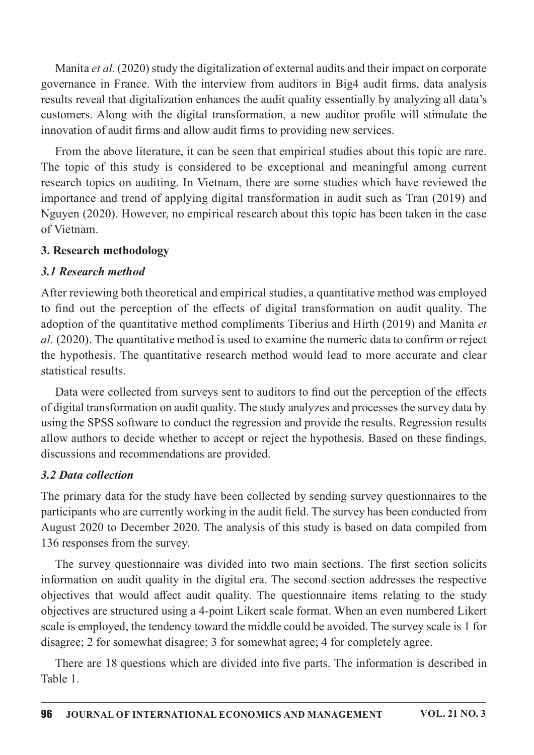Manita *et al.* (2020) study the digitalization of external audits and their impact on corporate governance in France. With the interview from auditors in Big4 audit firms, data analysis results reveal that digitalization enhances the audit quality essentially by analyzing all data's customers. Along with the digital transformation, a new auditor profile will stimulate the innovation of audit firms and allow audit firms to providing new services.

From the above literature, it can be seen that empirical studies about this topic are rare. The topic of this study is considered to be exceptional and meaningful among current research topics on auditing. In Vietnam, there are some studies which have reviewed the importance and trend of applying digital transformation in audit such as Tran (2019) and Nguyen (2020). However, no empirical research about this topic has been taken in the case of Vietnam.

## 3. Research methodology

### *3.1 Research method*

After reviewing both theoretical and empirical studies, a quantitative method was employed to find out the perception of the effects of digital transformation on audit quality. The adoption of the quantitative method compliments Tiberius and Hirth (2019) and Manita *et al.* (2020). The quantitative method is used to examine the numeric data to confirm or reject the hypothesis. The quantitative research method would lead to more accurate and clear statistical results.

Data were collected from surveys sent to auditors to find out the perception of the effects of digital transformation on audit quality. The study analyzes and processes the survey data by using the SPSS software to conduct the regression and provide the results. Regression results allow authors to decide whether to accept or reject the hypothesis. Based on these findings, discussions and recommendations are provided.

### *3.2 Data collection*

The primary data for the study have been collected by sending survey questionnaires to the participants who are currently working in the audit field. The survey has been conducted from August 2020 to December 2020. The analysis of this study is based on data compiled from 136 responses from the survey.

The survey questionnaire was divided into two main sections. The first section solicits information on audit quality in the digital era. The second section addresses the respective objectives that would affect audit quality. The questionnaire items relating to the study objectives are structured using a 4-point Likert scale format. When an even numbered Likert scale is employed, the tendency toward the middle could be avoided. The survey scale is 1 for disagree; 2 for somewhat disagree; 3 for somewhat agree; 4 for completely agree.

There are 18 questions which are divided into five parts. The information is described in Table 1.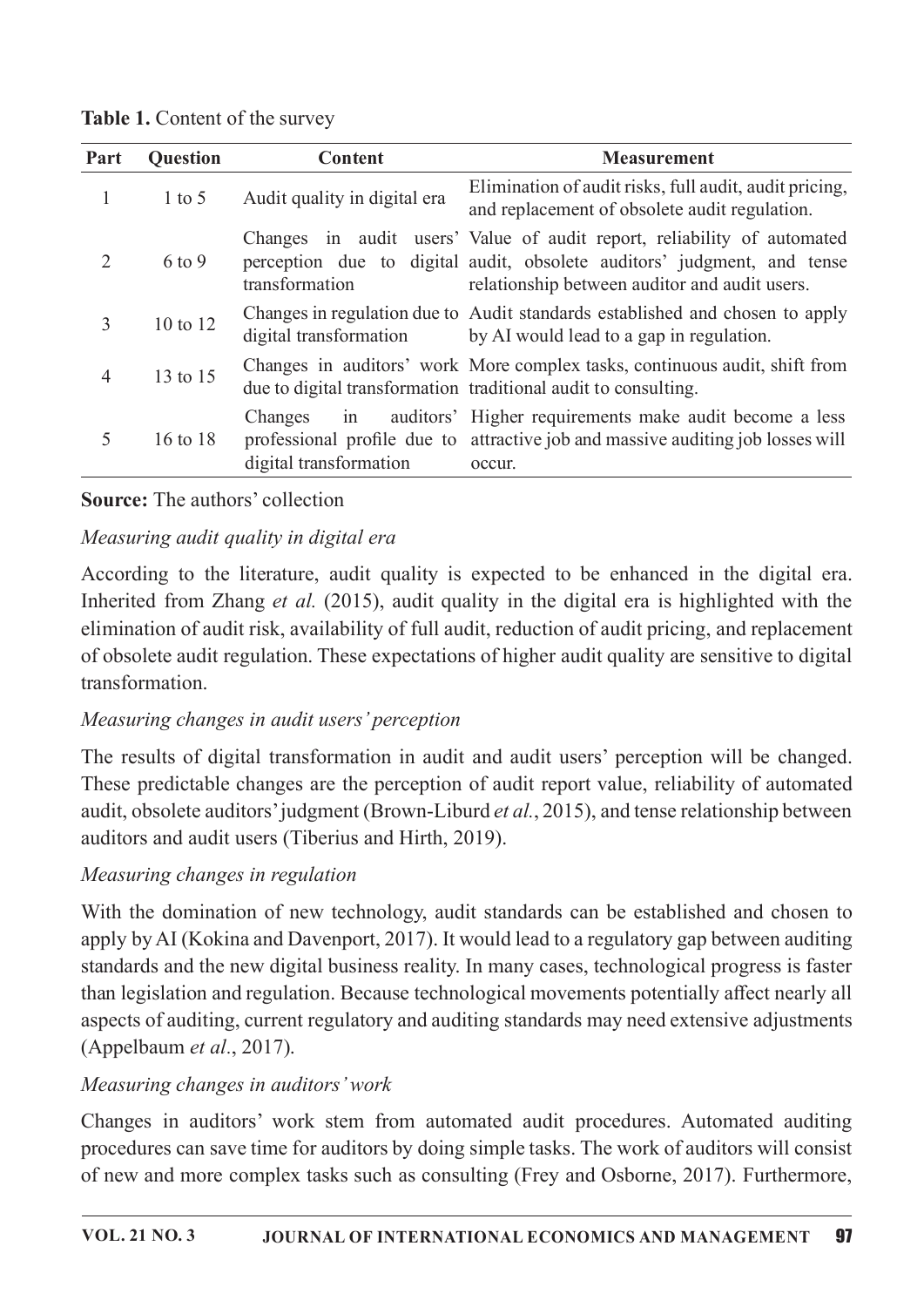**Table 1.** Content of the survey

| Part | Question | Content | Measurement |
|---|---|---|---|
| 1 | 1 to 5 | Audit quality in digital era | Elimination of audit risks, full audit, audit pricing, and replacement of obsolete audit regulation. |
| 2 | 6 to 9 | Changes in audit users' perception due to digital transformation | Value of audit report, reliability of automated audit, obsolete auditors' judgment, and tense relationship between auditor and audit users. |
| 3 | 10 to 12 | Changes in regulation due to digital transformation | Audit standards established and chosen to apply by AI would lead to a gap in regulation. |
| 4 | 13 to 15 | Changes in auditors' work due to digital transformation | More complex tasks, continuous audit, shift from traditional audit to consulting. |
| 5 | 16 to 18 | Changes in auditors' professional profile due to digital transformation | Higher requirements make audit become a less attractive job and massive auditing job losses will occur. |

**Source:** The authors' collection

*Measuring audit quality in digital era*

According to the literature, audit quality is expected to be enhanced in the digital era. Inherited from Zhang *et al.* (2015), audit quality in the digital era is highlighted with the elimination of audit risk, availability of full audit, reduction of audit pricing, and replacement of obsolete audit regulation. These expectations of higher audit quality are sensitive to digital transformation.

*Measuring changes in audit users' perception*

The results of digital transformation in audit and audit users' perception will be changed. These predictable changes are the perception of audit report value, reliability of automated audit, obsolete auditors' judgment (Brown-Liburd *et al.*, 2015), and tense relationship between auditors and audit users (Tiberius and Hirth, 2019).

*Measuring changes in regulation*

With the domination of new technology, audit standards can be established and chosen to apply by AI (Kokina and Davenport, 2017). It would lead to a regulatory gap between auditing standards and the new digital business reality. In many cases, technological progress is faster than legislation and regulation. Because technological movements potentially affect nearly all aspects of auditing, current regulatory and auditing standards may need extensive adjustments (Appelbaum *et al.*, 2017).

*Measuring changes in auditors' work*

Changes in auditors' work stem from automated audit procedures. Automated auditing procedures can save time for auditors by doing simple tasks. The work of auditors will consist of new and more complex tasks such as consulting (Frey and Osborne, 2017). Furthermore,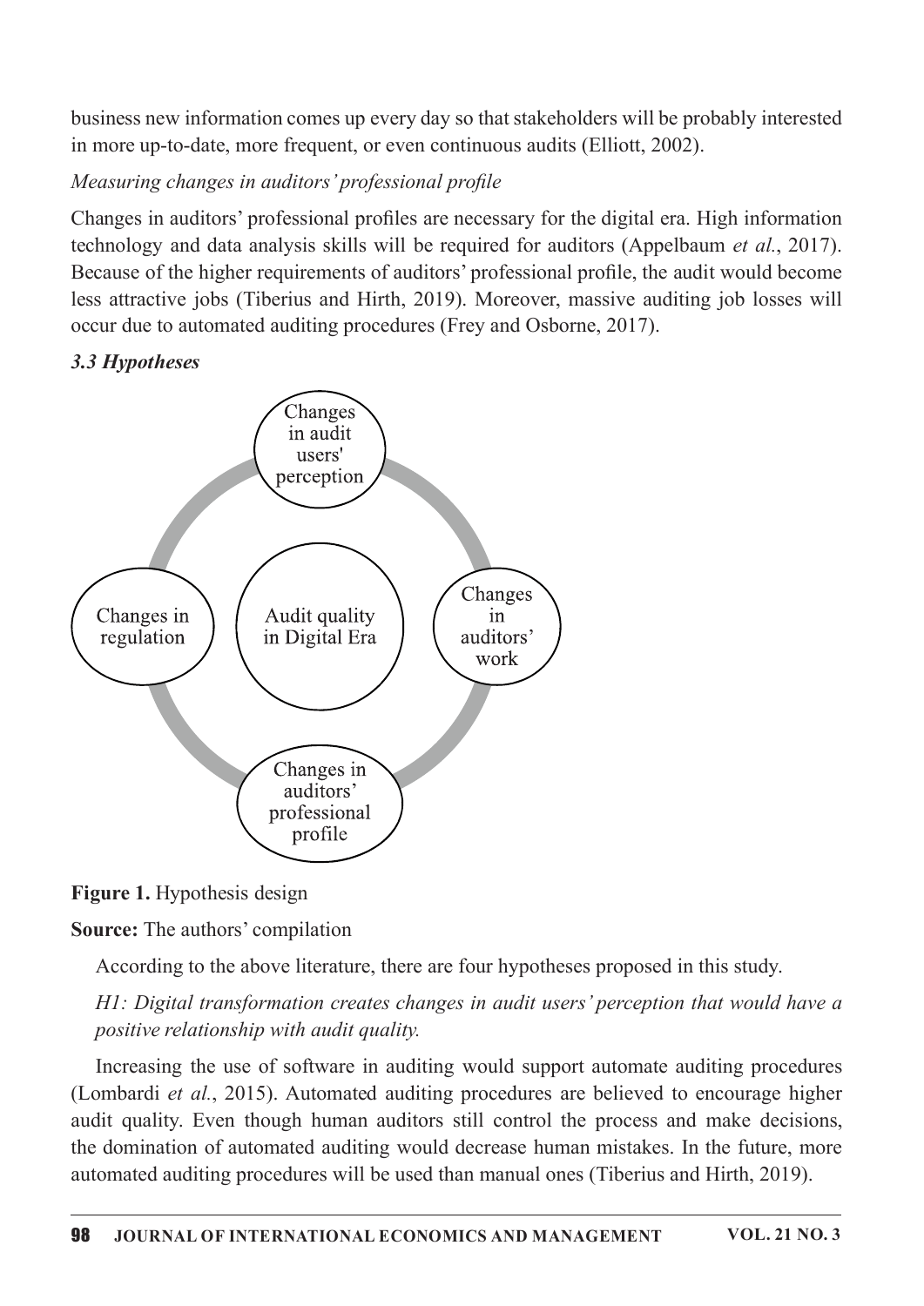business new information comes up every day so that stakeholders will be probably interested in more up-to-date, more frequent, or even continuous audits (Elliott, 2002).

*Measuring changes in auditors' professional profile*

Changes in auditors' professional profiles are necessary for the digital era. High information technology and data analysis skills will be required for auditors (Appelbaum *et al.*, 2017). Because of the higher requirements of auditors' professional profile, the audit would become less attractive jobs (Tiberius and Hirth, 2019). Moreover, massive auditing job losses will occur due to automated auditing procedures (Frey and Osborne, 2017).

### *3.3 Hypotheses*

**Figure 1.** Hypothesis design

**Source:** The authors' compilation

According to the above literature, there are four hypotheses proposed in this study.

*H1: Digital transformation creates changes in audit users' perception that would have a positive relationship with audit quality.*

Increasing the use of software in auditing would support automate auditing procedures (Lombardi *et al.*, 2015). Automated auditing procedures are believed to encourage higher audit quality. Even though human auditors still control the process and make decisions, the domination of automated auditing would decrease human mistakes. In the future, more automated auditing procedures will be used than manual ones (Tiberius and Hirth, 2019).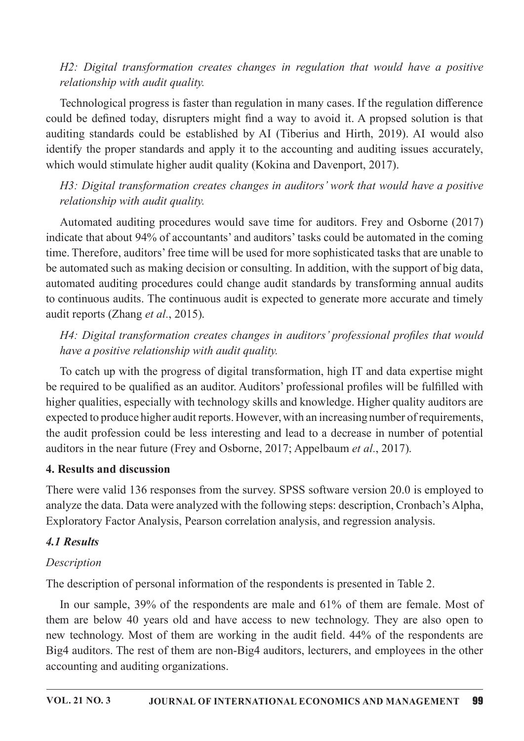*H2: Digital transformation creates changes in regulation that would have a positive relationship with audit quality.*

Technological progress is faster than regulation in many cases. If the regulation difference could be defined today, disrupters might find a way to avoid it. A propsed solution is that auditing standards could be established by AI (Tiberius and Hirth, 2019). AI would also identify the proper standards and apply it to the accounting and auditing issues accurately, which would stimulate higher audit quality (Kokina and Davenport, 2017).

*H3: Digital transformation creates changes in auditors' work that would have a positive relationship with audit quality.*

Automated auditing procedures would save time for auditors. Frey and Osborne (2017) indicate that about 94% of accountants' and auditors' tasks could be automated in the coming time. Therefore, auditors' free time will be used for more sophisticated tasks that are unable to be automated such as making decision or consulting. In addition, with the support of big data, automated auditing procedures could change audit standards by transforming annual audits to continuous audits. The continuous audit is expected to generate more accurate and timely audit reports (Zhang *et al*., 2015).

*H4: Digital transformation creates changes in auditors' professional profiles that would have a positive relationship with audit quality.*

To catch up with the progress of digital transformation, high IT and data expertise might be required to be qualified as an auditor. Auditors' professional profiles will be fulfilled with higher qualities, especially with technology skills and knowledge. Higher quality auditors are expected to produce higher audit reports. However, with an increasing number of requirements, the audit profession could be less interesting and lead to a decrease in number of potential auditors in the near future (Frey and Osborne, 2017; Appelbaum *et al*., 2017).

## 4. Results and discussion

There were valid 136 responses from the survey. SPSS software version 20.0 is employed to analyze the data. Data were analyzed with the following steps: description, Cronbach's Alpha, Exploratory Factor Analysis, Pearson correlation analysis, and regression analysis.

### *4.1 Results*

*Description*

The description of personal information of the respondents is presented in Table 2.

In our sample, 39% of the respondents are male and 61% of them are female. Most of them are below 40 years old and have access to new technology. They are also open to new technology. Most of them are working in the audit field. 44% of the respondents are Big4 auditors. The rest of them are non-Big4 auditors, lecturers, and employees in the other accounting and auditing organizations.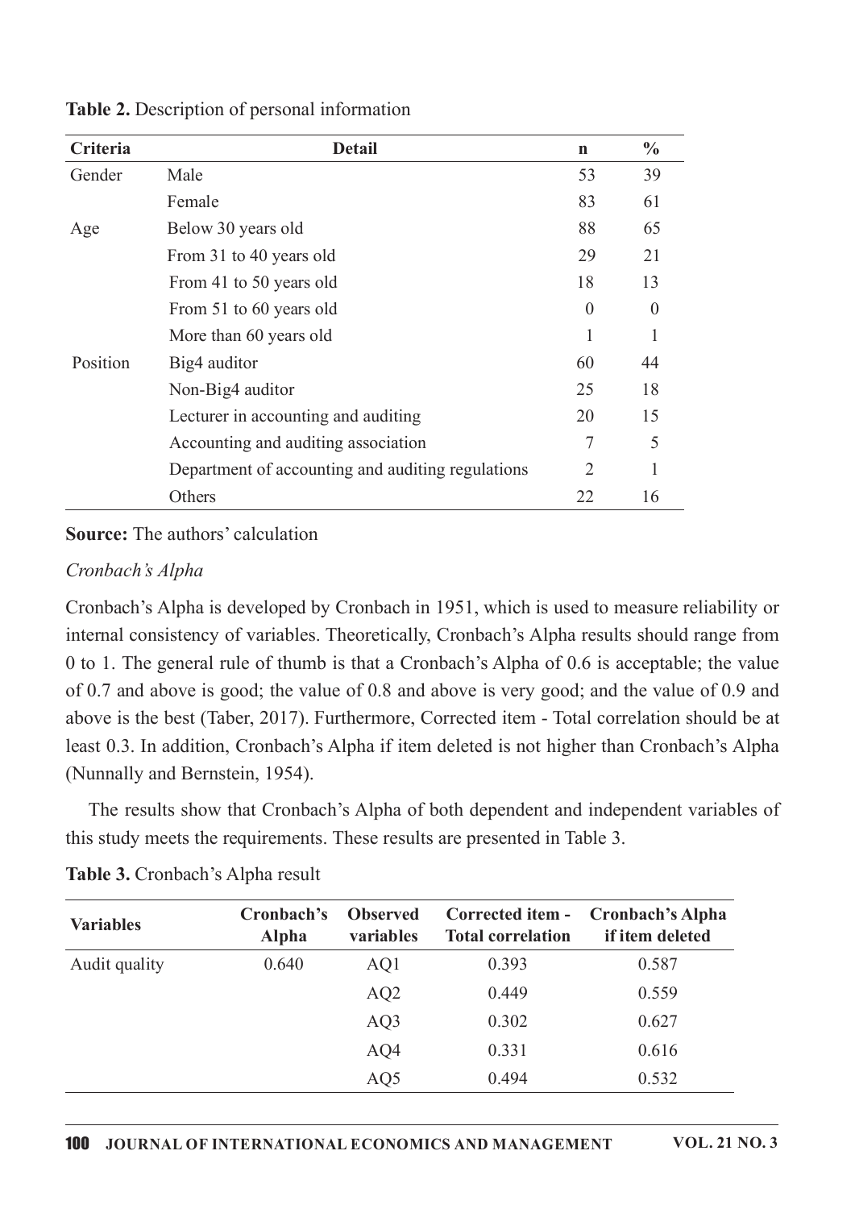**Table 2.** Description of personal information

| Criteria | Detail | n | % |
|---|---|---|---|
| Gender | Male | 53 | 39 |
| | Female | 83 | 61 |
| Age | Below 30 years old | 88 | 65 |
| | From 31 to 40 years old | 29 | 21 |
| | From 41 to 50 years old | 18 | 13 |
| | From 51 to 60 years old | 0 | 0 |
| | More than 60 years old | 1 | 1 |
| Position | Big4 auditor | 60 | 44 |
| | Non-Big4 auditor | 25 | 18 |
| | Lecturer in accounting and auditing | 20 | 15 |
| | Accounting and auditing association | 7 | 5 |
| | Department of accounting and auditing regulations | 2 | 1 |
| | Others | 22 | 16 |

**Source:** The authors' calculation

*Cronbach's Alpha*

Cronbach's Alpha is developed by Cronbach in 1951, which is used to measure reliability or internal consistency of variables. Theoretically, Cronbach's Alpha results should range from 0 to 1. The general rule of thumb is that a Cronbach's Alpha of 0.6 is acceptable; the value of 0.7 and above is good; the value of 0.8 and above is very good; and the value of 0.9 and above is the best (Taber, 2017). Furthermore, Corrected item - Total correlation should be at least 0.3. In addition, Cronbach's Alpha if item deleted is not higher than Cronbach's Alpha (Nunnally and Bernstein, 1954).

The results show that Cronbach's Alpha of both dependent and independent variables of this study meets the requirements. These results are presented in Table 3.

**Table 3.** Cronbach's Alpha result

| Variables | Cronbach's Alpha | Observed variables | Corrected item - Total correlation | Cronbach's Alpha if item deleted |
|---|---|---|---|---|
| Audit quality | 0.640 | AQ1 | 0.393 | 0.587 |
| | | AQ2 | 0.449 | 0.559 |
| | | AQ3 | 0.302 | 0.627 |
| | | AQ4 | 0.331 | 0.616 |
| | | AQ5 | 0.494 | 0.532 |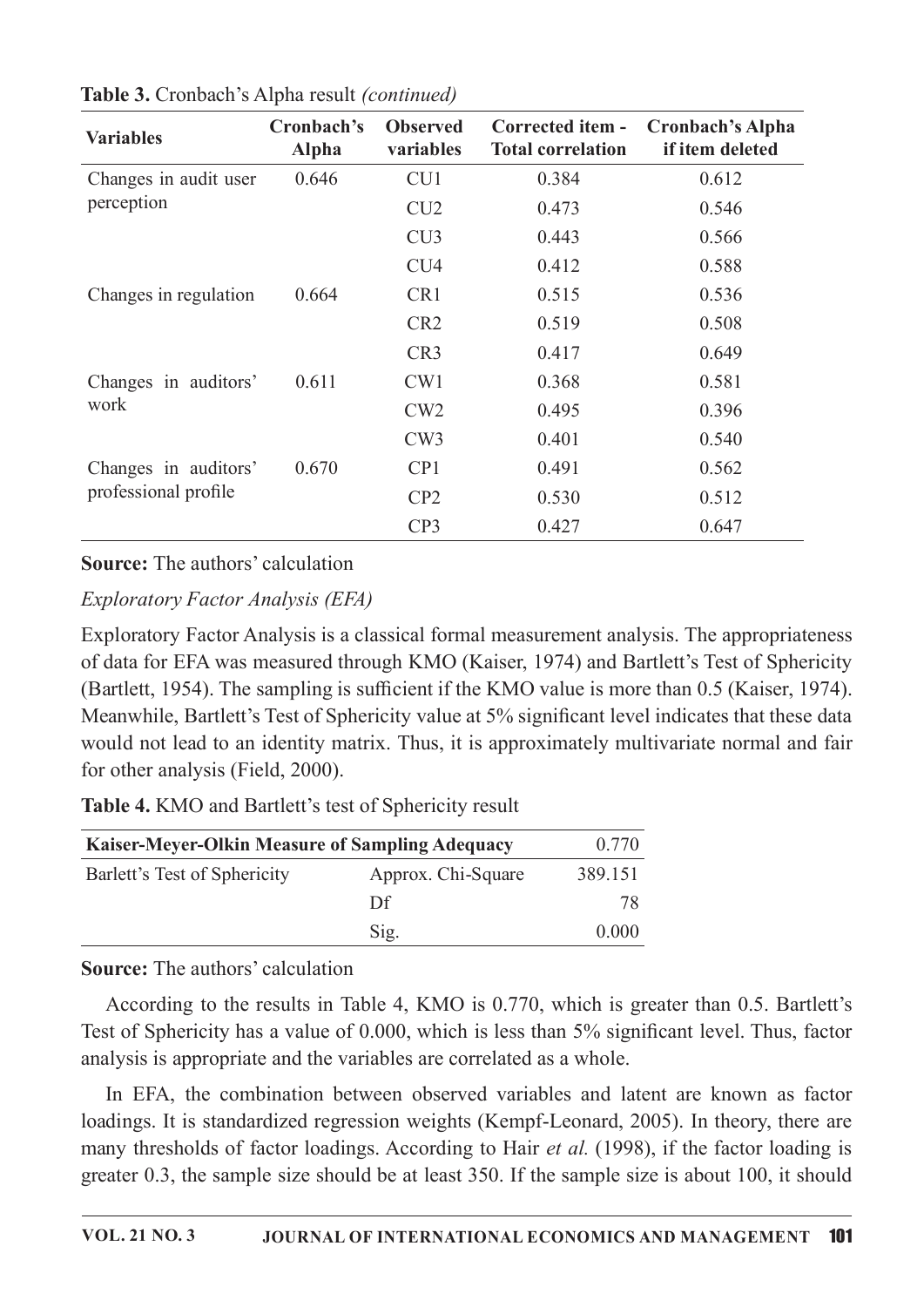**Table 3.** Cronbach's Alpha result *(continued)*

| Variables | Cronbach's Alpha | Observed variables | Corrected item - Total correlation | Cronbach's Alpha if item deleted |
|---|---|---|---|---|
| Changes in audit user perception | 0.646 | CU1 | 0.384 | 0.612 |
| | | CU2 | 0.473 | 0.546 |
| | | CU3 | 0.443 | 0.566 |
| | | CU4 | 0.412 | 0.588 |
| Changes in regulation | 0.664 | CR1 | 0.515 | 0.536 |
| | | CR2 | 0.519 | 0.508 |
| | | CR3 | 0.417 | 0.649 |
| Changes in auditors' work | 0.611 | CW1 | 0.368 | 0.581 |
| | | CW2 | 0.495 | 0.396 |
| | | CW3 | 0.401 | 0.540 |
| Changes in auditors' professional profile | 0.670 | CP1 | 0.491 | 0.562 |
| | | CP2 | 0.530 | 0.512 |
| | | CP3 | 0.427 | 0.647 |

**Source:** The authors' calculation

*Exploratory Factor Analysis (EFA)*

Exploratory Factor Analysis is a classical formal measurement analysis. The appropriateness of data for EFA was measured through KMO (Kaiser, 1974) and Bartlett's Test of Sphericity (Bartlett, 1954). The sampling is sufficient if the KMO value is more than 0.5 (Kaiser, 1974). Meanwhile, Bartlett's Test of Sphericity value at 5% significant level indicates that these data would not lead to an identity matrix. Thus, it is approximately multivariate normal and fair for other analysis (Field, 2000).

**Table 4.** KMO and Bartlett's test of Sphericity result

| Kaiser-Meyer-Olkin Measure of Sampling Adequacy | | 0.770 |
|---|---|---|
| Barlett's Test of Sphericity | Approx. Chi-Square | 389.151 |
| | Df | 78 |
| | Sig. | 0.000 |

**Source:** The authors' calculation

According to the results in Table 4, KMO is 0.770, which is greater than 0.5. Bartlett's Test of Sphericity has a value of 0.000, which is less than 5% significant level. Thus, factor analysis is appropriate and the variables are correlated as a whole.

In EFA, the combination between observed variables and latent are known as factor loadings. It is standardized regression weights (Kempf-Leonard, 2005). In theory, there are many thresholds of factor loadings. According to Hair *et al.* (1998), if the factor loading is greater 0.3, the sample size should be at least 350. If the sample size is about 100, it should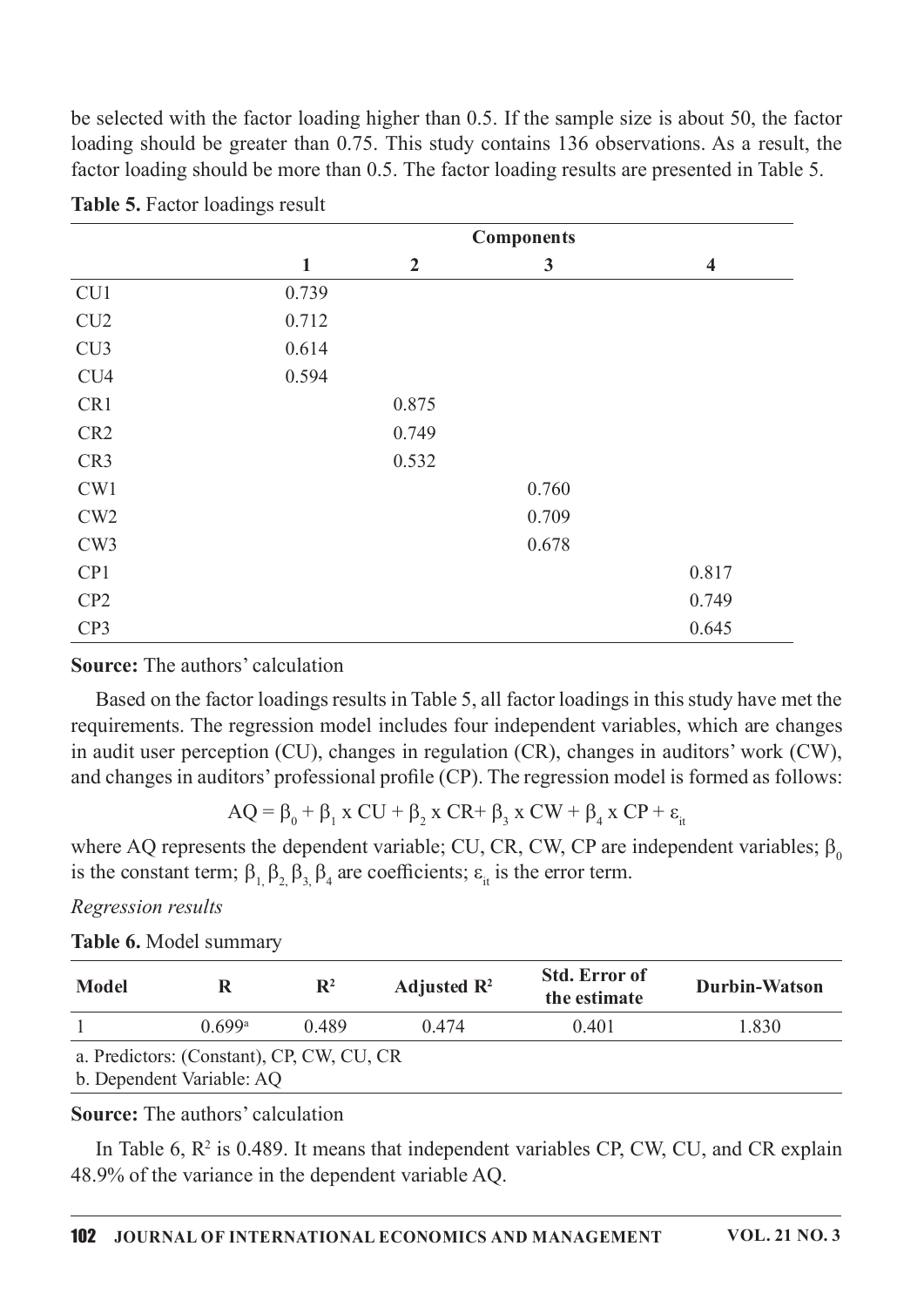be selected with the factor loading higher than 0.5. If the sample size is about 50, the factor loading should be greater than 0.75. This study contains 136 observations. As a result, the factor loading should be more than 0.5. The factor loading results are presented in Table 5.

**Table 5.** Factor loadings result

| | Components | | | |
|---|---|---|---|---|
| | **1** | **2** | **3** | **4** |
| CU1 | 0.739 | | | |
| CU2 | 0.712 | | | |
| CU3 | 0.614 | | | |
| CU4 | 0.594 | | | |
| CR1 | | 0.875 | | |
| CR2 | | 0.749 | | |
| CR3 | | 0.532 | | |
| CW1 | | | 0.760 | |
| CW2 | | | 0.709 | |
| CW3 | | | 0.678 | |
| CP1 | | | | 0.817 |
| CP2 | | | | 0.749 |
| CP3 | | | | 0.645 |

**Source:** The authors' calculation

Based on the factor loadings results in Table 5, all factor loadings in this study have met the requirements. The regression model includes four independent variables, which are changes in audit user perception (CU), changes in regulation (CR), changes in auditors' work (CW), and changes in auditors' professional profile (CP). The regression model is formed as follows:

$$AQ = \beta_0 + \beta_1 \text{ x } CU + \beta_2 \text{ x } CR + \beta_3 \text{ x } CW + \beta_4 \text{ x } CP + \varepsilon_{it}$$

where AQ represents the dependent variable; CU, CR, CW, CP are independent variables; $\beta_0$ is the constant term; $\beta_1, \beta_2, \beta_3, \beta_4$ are coefficients; $\varepsilon_{it}$ is the error term.

*Regression results*

**Table 6.** Model summary

| Model | R | $R^2$ | Adjusted $R^2$ | Std. Error of the estimate | Durbin-Watson |
|---|---|---|---|---|---|
| 1 | 0.699[a] | 0.489 | 0.474 | 0.401 | 1.830 |

a. Predictors: (Constant), CP, CW, CU, CR
b. Dependent Variable: AQ

**Source:** The authors' calculation

In Table 6, $R^2$ is 0.489. It means that independent variables CP, CW, CU, and CR explain 48.9% of the variance in the dependent variable AQ.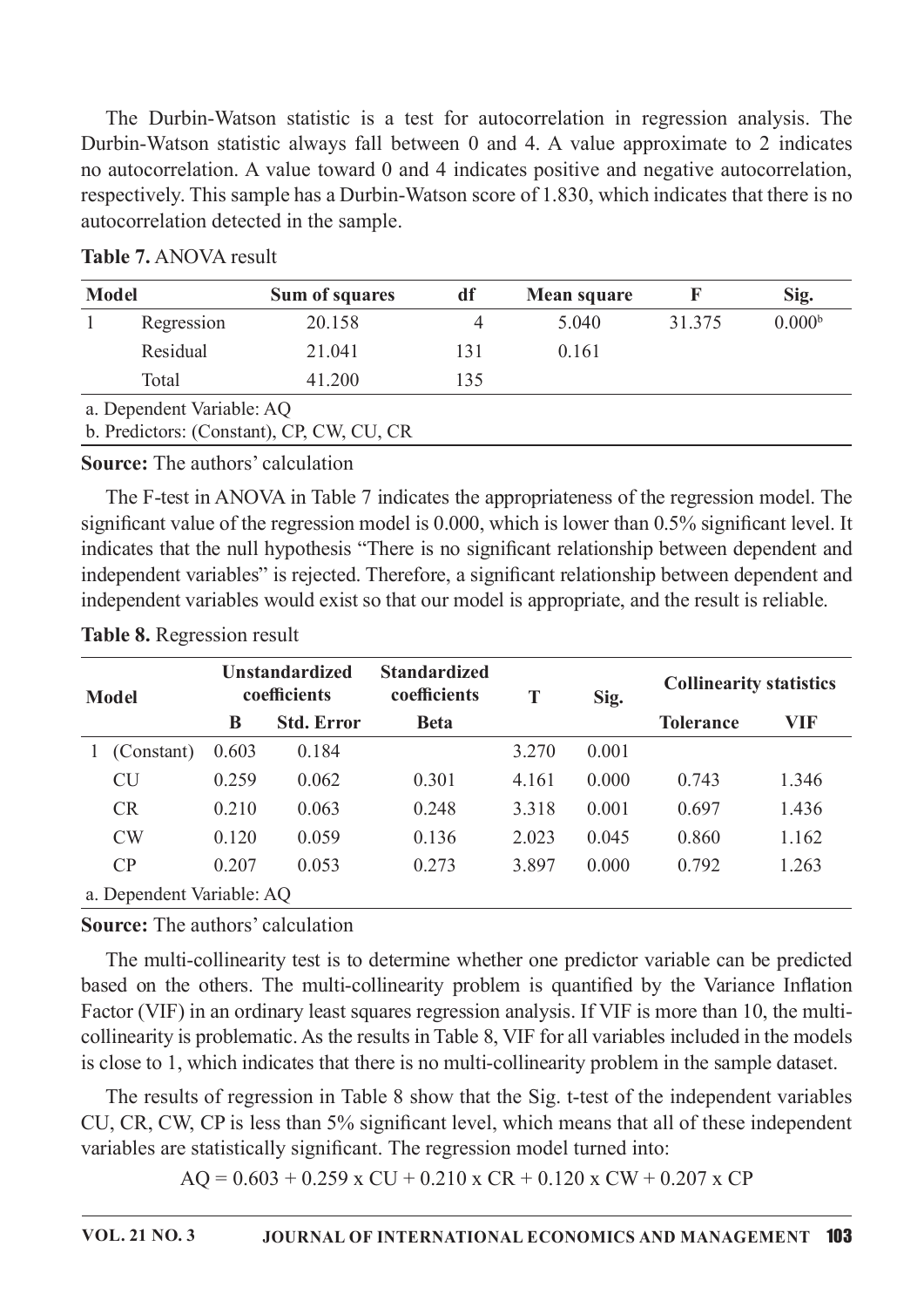The Durbin-Watson statistic is a test for autocorrelation in regression analysis. The Durbin-Watson statistic always fall between 0 and 4. A value approximate to 2 indicates no autocorrelation. A value toward 0 and 4 indicates positive and negative autocorrelation, respectively. This sample has a Durbin-Watson score of 1.830, which indicates that there is no autocorrelation detected in the sample.

**Table 7.** ANOVA result

| Model | | Sum of squares | df | Mean square | F | Sig. |
|---|---|---|---|---|---|---|
| 1 | Regression | 20.158 | 4 | 5.040 | 31.375 | 0.000[b] |
| | Residual | 21.041 | 131 | 0.161 | | |
| | Total | 41.200 | 135 | | | |

a. Dependent Variable: AQ
b. Predictors: (Constant), CP, CW, CU, CR

**Source:** The authors' calculation

The F-test in ANOVA in Table 7 indicates the appropriateness of the regression model. The significant value of the regression model is 0.000, which is lower than 0.5% significant level. It indicates that the null hypothesis "There is no significant relationship between dependent and independent variables" is rejected. Therefore, a significant relationship between dependent and independent variables would exist so that our model is appropriate, and the result is reliable.

**Table 8.** Regression result

| Model | | Unstandardized coefficients | | Standardized coefficients | T | Sig. | Collinearity statistics | |
|---|---|---|---|---|---|---|---|---|
| | | B | Std. Error | Beta | | | Tolerance | VIF |
| 1 | (Constant) | 0.603 | 0.184 | | 3.270 | 0.001 | | |
| | CU | 0.259 | 0.062 | 0.301 | 4.161 | 0.000 | 0.743 | 1.346 |
| | CR | 0.210 | 0.063 | 0.248 | 3.318 | 0.001 | 0.697 | 1.436 |
| | CW | 0.120 | 0.059 | 0.136 | 2.023 | 0.045 | 0.860 | 1.162 |
| | CP | 0.207 | 0.053 | 0.273 | 3.897 | 0.000 | 0.792 | 1.263 |

a. Dependent Variable: AQ

**Source:** The authors' calculation

The multi-collinearity test is to determine whether one predictor variable can be predicted based on the others. The multi-collinearity problem is quantified by the Variance Inflation Factor (VIF) in an ordinary least squares regression analysis. If VIF is more than 10, the multi-collinearity is problematic. As the results in Table 8, VIF for all variables included in the models is close to 1, which indicates that there is no multi-collinearity problem in the sample dataset.

The results of regression in Table 8 show that the Sig. t-test of the independent variables CU, CR, CW, CP is less than 5% significant level, which means that all of these independent variables are statistically significant. The regression model turned into:

$$AQ = 0.603 + 0.259 \times CU + 0.210 \times CR + 0.120 \times CW + 0.207 \times CP$$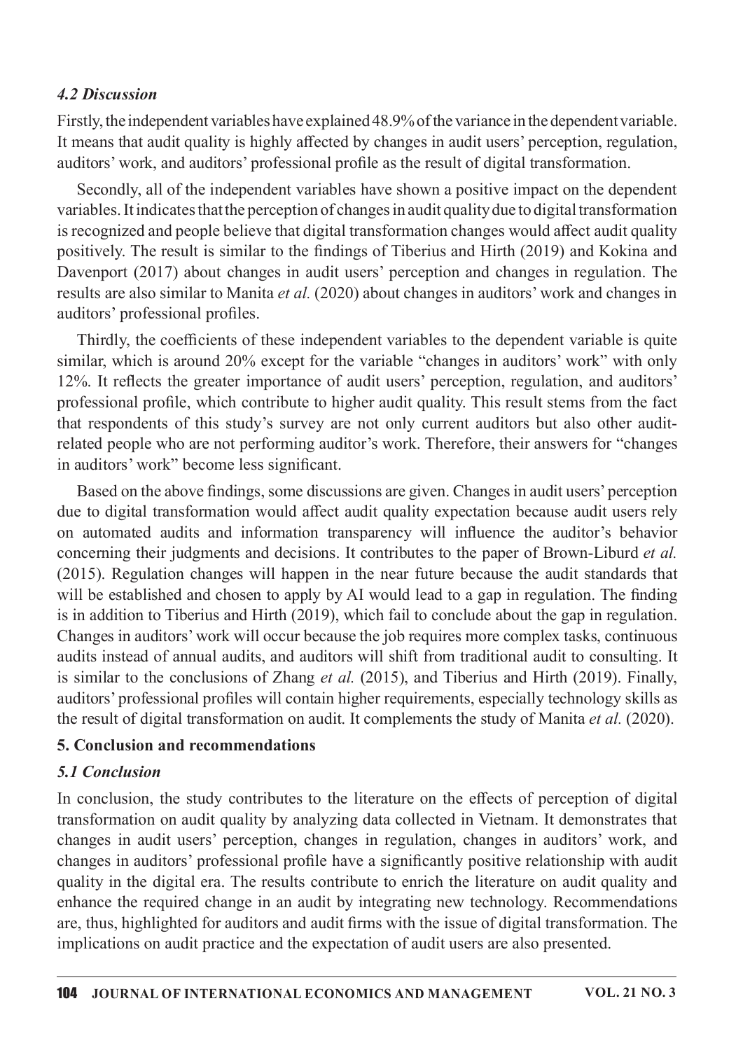### *4.2 Discussion*

Firstly, the independent variables have explained 48.9% of the variance in the dependent variable. It means that audit quality is highly affected by changes in audit users' perception, regulation, auditors' work, and auditors' professional profile as the result of digital transformation.

Secondly, all of the independent variables have shown a positive impact on the dependent variables. It indicates that the perception of changes in audit quality due to digital transformation is recognized and people believe that digital transformation changes would affect audit quality positively. The result is similar to the findings of Tiberius and Hirth (2019) and Kokina and Davenport (2017) about changes in audit users' perception and changes in regulation. The results are also similar to Manita *et al.* (2020) about changes in auditors' work and changes in auditors' professional profiles.

Thirdly, the coefficients of these independent variables to the dependent variable is quite similar, which is around 20% except for the variable "changes in auditors' work" with only 12%. It reflects the greater importance of audit users' perception, regulation, and auditors' professional profile, which contribute to higher audit quality. This result stems from the fact that respondents of this study's survey are not only current auditors but also other audit-related people who are not performing auditor's work. Therefore, their answers for "changes in auditors' work" become less significant.

Based on the above findings, some discussions are given. Changes in audit users' perception due to digital transformation would affect audit quality expectation because audit users rely on automated audits and information transparency will influence the auditor's behavior concerning their judgments and decisions. It contributes to the paper of Brown-Liburd *et al.* (2015). Regulation changes will happen in the near future because the audit standards that will be established and chosen to apply by AI would lead to a gap in regulation. The finding is in addition to Tiberius and Hirth (2019), which fail to conclude about the gap in regulation. Changes in auditors' work will occur because the job requires more complex tasks, continuous audits instead of annual audits, and auditors will shift from traditional audit to consulting. It is similar to the conclusions of Zhang *et al.* (2015), and Tiberius and Hirth (2019). Finally, auditors' professional profiles will contain higher requirements, especially technology skills as the result of digital transformation on audit. It complements the study of Manita *et al.* (2020).

## 5. Conclusion and recommendations

### *5.1 Conclusion*

In conclusion, the study contributes to the literature on the effects of perception of digital transformation on audit quality by analyzing data collected in Vietnam. It demonstrates that changes in audit users' perception, changes in regulation, changes in auditors' work, and changes in auditors' professional profile have a significantly positive relationship with audit quality in the digital era. The results contribute to enrich the literature on audit quality and enhance the required change in an audit by integrating new technology. Recommendations are, thus, highlighted for auditors and audit firms with the issue of digital transformation. The implications on audit practice and the expectation of audit users are also presented.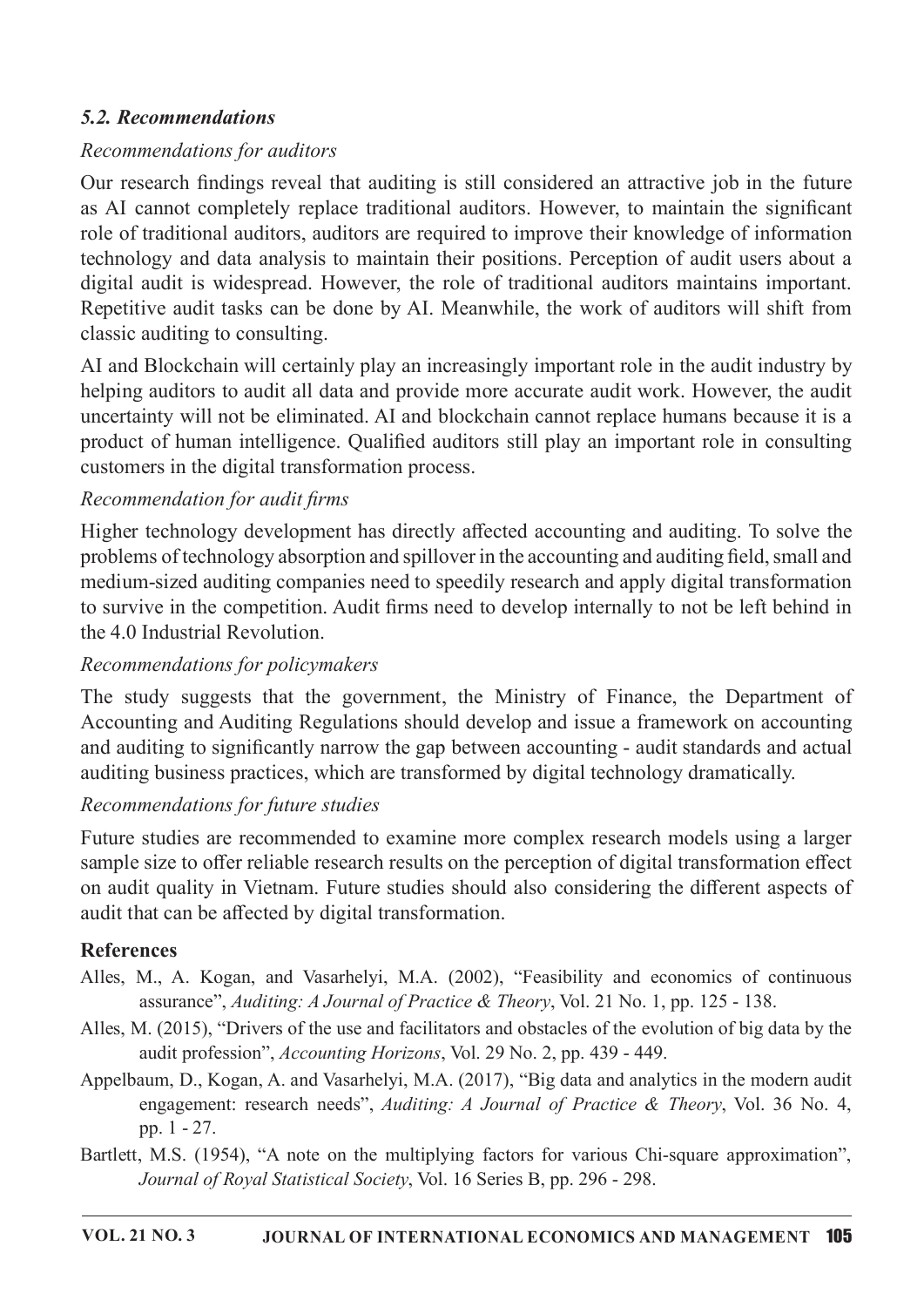### *5.2. Recommendations*

*Recommendations for auditors*

Our research findings reveal that auditing is still considered an attractive job in the future as AI cannot completely replace traditional auditors. However, to maintain the significant role of traditional auditors, auditors are required to improve their knowledge of information technology and data analysis to maintain their positions. Perception of audit users about a digital audit is widespread. However, the role of traditional auditors maintains important. Repetitive audit tasks can be done by AI. Meanwhile, the work of auditors will shift from classic auditing to consulting.

AI and Blockchain will certainly play an increasingly important role in the audit industry by helping auditors to audit all data and provide more accurate audit work. However, the audit uncertainty will not be eliminated. AI and blockchain cannot replace humans because it is a product of human intelligence. Qualified auditors still play an important role in consulting customers in the digital transformation process.

*Recommendation for audit firms*

Higher technology development has directly affected accounting and auditing. To solve the problems of technology absorption and spillover in the accounting and auditing field, small and medium-sized auditing companies need to speedily research and apply digital transformation to survive in the competition. Audit firms need to develop internally to not be left behind in the 4.0 Industrial Revolution.

*Recommendations for policymakers*

The study suggests that the government, the Ministry of Finance, the Department of Accounting and Auditing Regulations should develop and issue a framework on accounting and auditing to significantly narrow the gap between accounting - audit standards and actual auditing business practices, which are transformed by digital technology dramatically.

*Recommendations for future studies*

Future studies are recommended to examine more complex research models using a larger sample size to offer reliable research results on the perception of digital transformation effect on audit quality in Vietnam. Future studies should also considering the different aspects of audit that can be affected by digital transformation.

## References

Alles, M., A. Kogan, and Vasarhelyi, M.A. (2002), "Feasibility and economics of continuous assurance", *Auditing: A Journal of Practice & Theory*, Vol. 21 No. 1, pp. 125 - 138.

Alles, M. (2015), "Drivers of the use and facilitators and obstacles of the evolution of big data by the audit profession", *Accounting Horizons*, Vol. 29 No. 2, pp. 439 - 449.

Appelbaum, D., Kogan, A. and Vasarhelyi, M.A. (2017), "Big data and analytics in the modern audit engagement: research needs", *Auditing: A Journal of Practice & Theory*, Vol. 36 No. 4, pp. 1 - 27.

Bartlett, M.S. (1954), "A note on the multiplying factors for various Chi-square approximation", *Journal of Royal Statistical Society*, Vol. 16 Series B, pp. 296 - 298.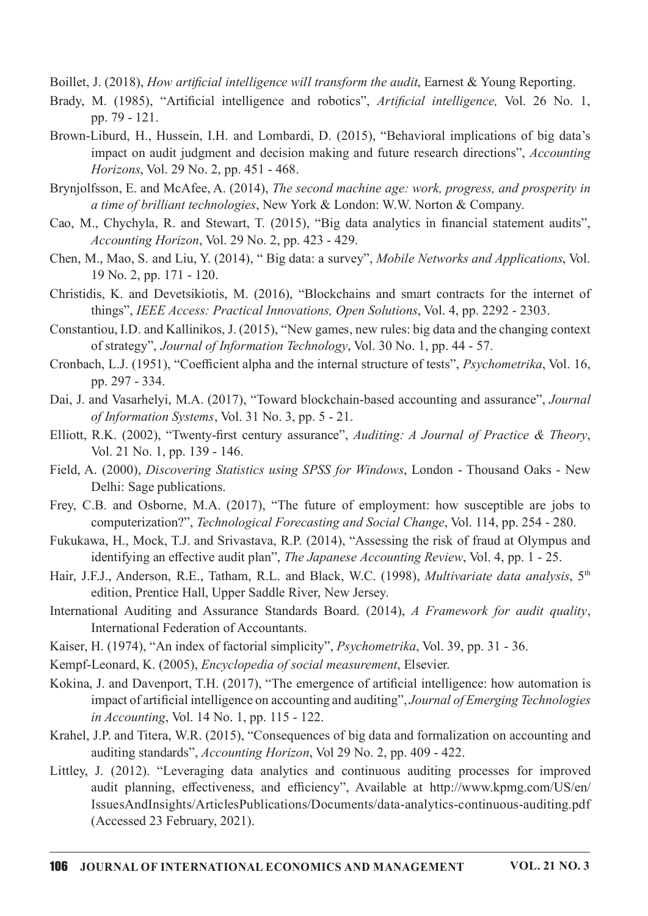Boillet, J. (2018), *How artificial intelligence will transform the audit*, Earnest & Young Reporting.

Brady, M. (1985), "Artificial intelligence and robotics", *Artificial intelligence,* Vol. 26 No. 1, pp. 79 - 121.

Brown-Liburd, H., Hussein, I.H. and Lombardi, D. (2015), "Behavioral implications of big data's impact on audit judgment and decision making and future research directions", *Accounting Horizons*, Vol. 29 No. 2, pp. 451 - 468.

Brynjolfsson, E. and McAfee, A. (2014), *The second machine age: work, progress, and prosperity in a time of brilliant technologies*, New York & London: W.W. Norton & Company.

Cao, M., Chychyla, R. and Stewart, T. (2015), "Big data analytics in financial statement audits", *Accounting Horizon*, Vol. 29 No. 2, pp. 423 - 429.

Chen, M., Mao, S. and Liu, Y. (2014), " Big data: a survey", *Mobile Networks and Applications*, Vol. 19 No. 2, pp. 171 - 120.

Christidis, K. and Devetsikiotis, M. (2016), "Blockchains and smart contracts for the internet of things", *IEEE Access: Practical Innovations, Open Solutions*, Vol. 4, pp. 2292 - 2303.

Constantiou, I.D. and Kallinikos, J. (2015), "New games, new rules: big data and the changing context of strategy", *Journal of Information Technology*, Vol. 30 No. 1, pp. 44 - 57.

Cronbach, L.J. (1951), "Coefficient alpha and the internal structure of tests", *Psychometrika*, Vol. 16, pp. 297 - 334.

Dai, J. and Vasarhelyi, M.A. (2017), "Toward blockchain-based accounting and assurance", *Journal of Information Systems*, Vol. 31 No. 3, pp. 5 - 21.

Elliott, R.K. (2002), "Twenty-first century assurance", *Auditing: A Journal of Practice & Theory*, Vol. 21 No. 1, pp. 139 - 146.

Field, A. (2000), *Discovering Statistics using SPSS for Windows*, London - Thousand Oaks - New Delhi: Sage publications.

Frey, C.B. and Osborne, M.A. (2017), "The future of employment: how susceptible are jobs to computerization?", *Technological Forecasting and Social Change*, Vol. 114, pp. 254 - 280.

Fukukawa, H., Mock, T.J. and Srivastava, R.P. (2014), "Assessing the risk of fraud at Olympus and identifying an effective audit plan", *The Japanese Accounting Review*, Vol. 4, pp. 1 - 25.

Hair, J.F.J., Anderson, R.E., Tatham, R.L. and Black, W.C. (1998), *Multivariate data analysis*, 5th edition, Prentice Hall, Upper Saddle River, New Jersey.

International Auditing and Assurance Standards Board. (2014), *A Framework for audit quality*, International Federation of Accountants.

Kaiser, H. (1974), "An index of factorial simplicity", *Psychometrika*, Vol. 39, pp. 31 - 36.

Kempf-Leonard, K. (2005), *Encyclopedia of social measurement*, Elsevier.

Kokina, J. and Davenport, T.H. (2017), "The emergence of artificial intelligence: how automation is impact of artificial intelligence on accounting and auditing", *Journal of Emerging Technologies in Accounting*, Vol. 14 No. 1, pp. 115 - 122.

Krahel, J.P. and Titera, W.R. (2015), "Consequences of big data and formalization on accounting and auditing standards", *Accounting Horizon*, Vol 29 No. 2, pp. 409 - 422.

Littley, J. (2012). "Leveraging data analytics and continuous auditing processes for improved audit planning, effectiveness, and efficiency", Available at http://www.kpmg.com/US/en/IssuesAndInsights/ArticlesPublications/Documents/data-analytics-continuous-auditing.pdf (Accessed 23 February, 2021).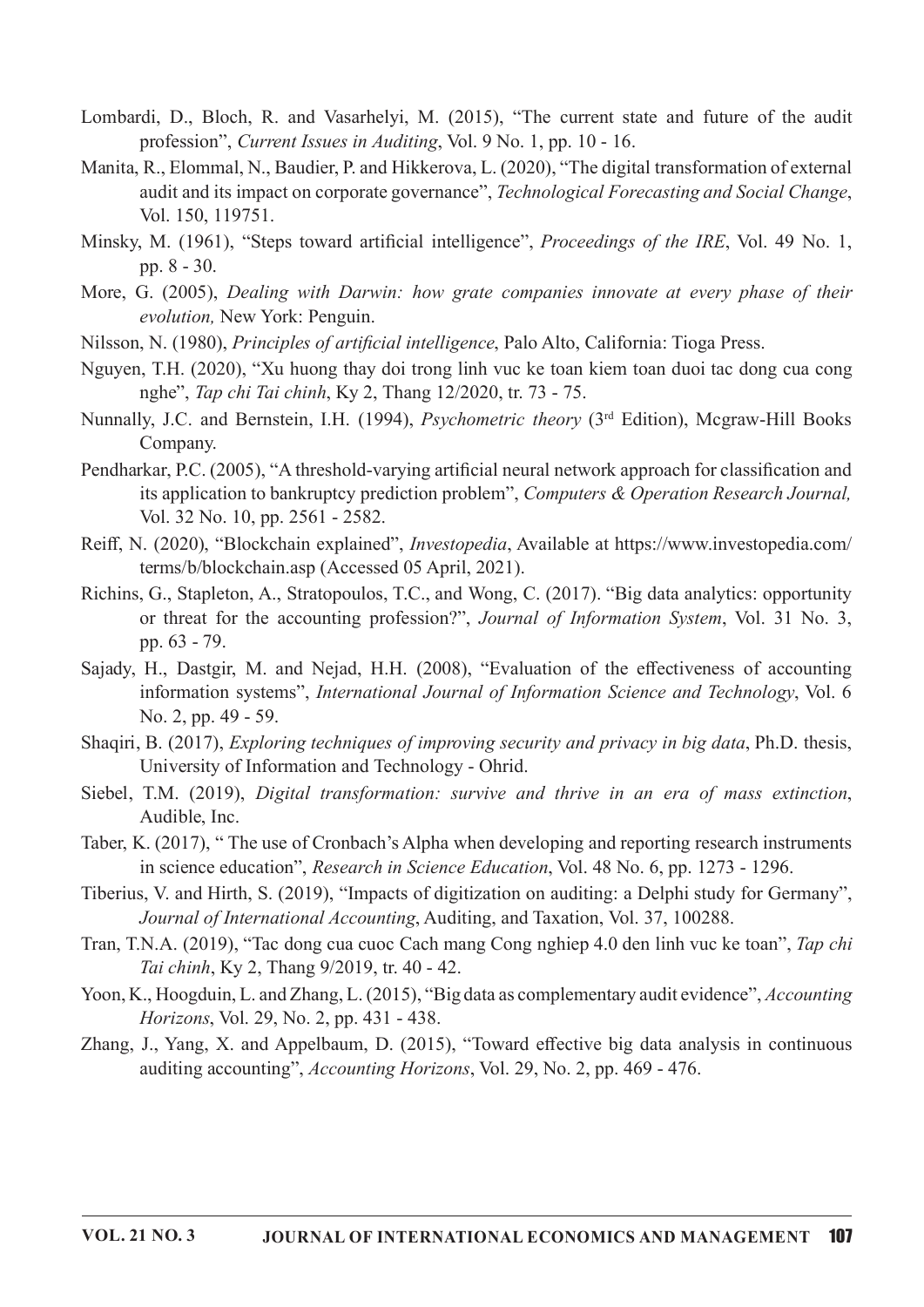Lombardi, D., Bloch, R. and Vasarhelyi, M. (2015), "The current state and future of the audit profession", *Current Issues in Auditing*, Vol. 9 No. 1, pp. 10 - 16.

Manita, R., Elommal, N., Baudier, P. and Hikkerova, L. (2020), "The digital transformation of external audit and its impact on corporate governance", *Technological Forecasting and Social Change*, Vol. 150, 119751.

Minsky, M. (1961), "Steps toward artificial intelligence", *Proceedings of the IRE*, Vol. 49 No. 1, pp. 8 - 30.

More, G. (2005), *Dealing with Darwin: how grate companies innovate at every phase of their evolution,* New York: Penguin.

Nilsson, N. (1980), *Principles of artificial intelligence*, Palo Alto, California: Tioga Press.

Nguyen, T.H. (2020), "Xu huong thay doi trong linh vuc ke toan kiem toan duoi tac dong cua cong nghe", *Tap chi Tai chinh*, Ky 2, Thang 12/2020, tr. 73 - 75.

Nunnally, J.C. and Bernstein, I.H. (1994), *Psychometric theory* (3rd Edition), Mcgraw-Hill Books Company.

Pendharkar, P.C. (2005), "A threshold-varying artificial neural network approach for classification and its application to bankruptcy prediction problem", *Computers & Operation Research Journal,* Vol. 32 No. 10, pp. 2561 - 2582.

Reiff, N. (2020), "Blockchain explained", *Investopedia*, Available at https://www.investopedia.com/terms/b/blockchain.asp (Accessed 05 April, 2021).

Richins, G., Stapleton, A., Stratopoulos, T.C., and Wong, C. (2017). "Big data analytics: opportunity or threat for the accounting profession?", *Journal of Information System*, Vol. 31 No. 3, pp. 63 - 79.

Sajady, H., Dastgir, M. and Nejad, H.H. (2008), "Evaluation of the effectiveness of accounting information systems", *International Journal of Information Science and Technology*, Vol. 6 No. 2, pp. 49 - 59.

Shaqiri, B. (2017), *Exploring techniques of improving security and privacy in big data*, Ph.D. thesis, University of Information and Technology - Ohrid.

Siebel, T.M. (2019), *Digital transformation: survive and thrive in an era of mass extinction*, Audible, Inc.

Taber, K. (2017), " The use of Cronbach's Alpha when developing and reporting research instruments in science education", *Research in Science Education*, Vol. 48 No. 6, pp. 1273 - 1296.

Tiberius, V. and Hirth, S. (2019), "Impacts of digitization on auditing: a Delphi study for Germany", *Journal of International Accounting*, Auditing, and Taxation, Vol. 37, 100288.

Tran, T.N.A. (2019), "Tac dong cua cuoc Cach mang Cong nghiep 4.0 den linh vuc ke toan", *Tap chi Tai chinh*, Ky 2, Thang 9/2019, tr. 40 - 42.

Yoon, K., Hoogduin, L. and Zhang, L. (2015), "Big data as complementary audit evidence", *Accounting Horizons*, Vol. 29, No. 2, pp. 431 - 438.

Zhang, J., Yang, X. and Appelbaum, D. (2015), "Toward effective big data analysis in continuous auditing accounting", *Accounting Horizons*, Vol. 29, No. 2, pp. 469 - 476.